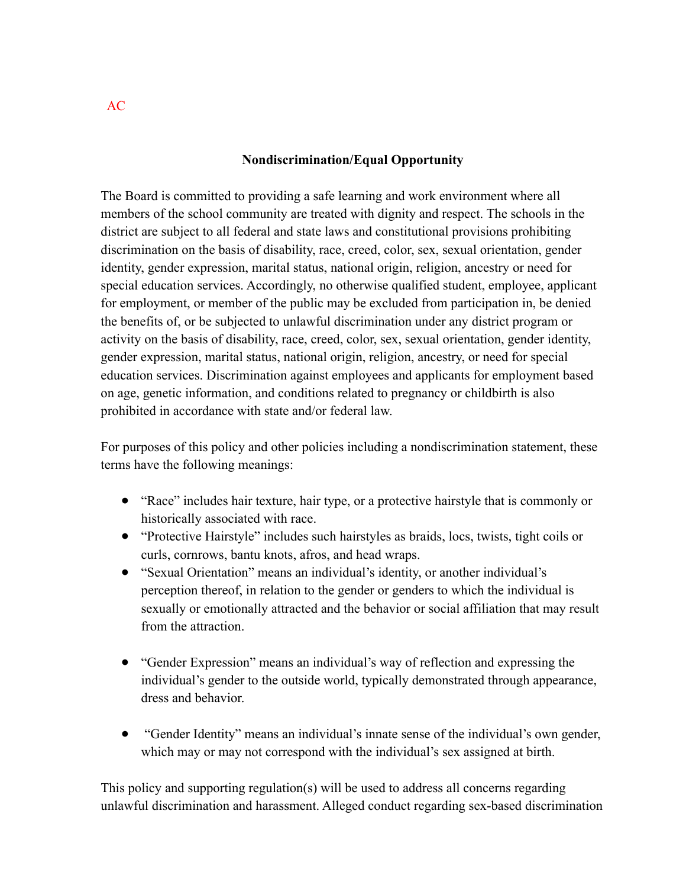AC

## Nondiscrimination/Equal Opportunity

The Board is committed to providing a safe learning and work environment where all members of the school community are treated with dignity and respect. The schools in the district are subject to all federal and state laws and constitutional provisions prohibiting discrimination on the basis of disability, race, creed, color, sex, sexual orientation, gender identity, gender expression, marital status, national origin, religion, ancestry or need for special education services. Accordingly, no otherwise qualified student, employee, applicant for employment, or member of the public may be excluded from participation in, be denied the benefits of, or be subjected to unlawful discrimination under any district program or activity on the basis of disability, race, creed, color, sex, sexual orientation, gender identity, gender expression, marital status, national origin, religion, ancestry, or need for special education services. Discrimination against employees and applicants for employment based on age, genetic information, and conditions related to pregnancy or childbirth is also prohibited in accordance with state and/or federal law.

For purposes of this policy and other policies including a nondiscrimination statement, these terms have the following meanings:

- "Race" includes hair texture, hair type, or a protective hairstyle that is commonly or historically associated with race.
- "Protective Hairstyle" includes such hairstyles as braids, locs, twists, tight coils or curls, cornrows, bantu knots, afros, and head wraps.
- "Sexual Orientation" means an individual's identity, or another individual's perception thereof, in relation to the gender or genders to which the individual is sexually or emotionally attracted and the behavior or social affiliation that may result from the attraction.
- "Gender Expression" means an individual's way of reflection and expressing the individual's gender to the outside world, typically demonstrated through appearance, dress and behavior.
- "Gender Identity" means an individual's innate sense of the individual's own gender, which may or may not correspond with the individual's sex assigned at birth.

This policy and supporting regulation(s) will be used to address all concerns regarding unlawful discrimination and harassment. Alleged conduct regarding sex-based discrimination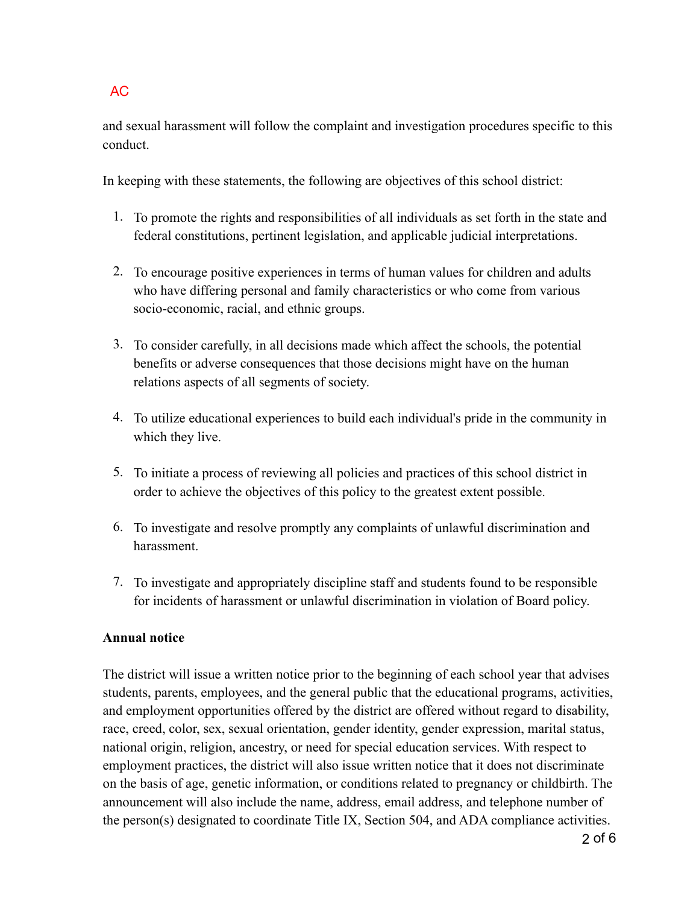and sexual harassment will follow the complaint and investigation procedures specific to this conduct.

In keeping with these statements, the following are objectives of this school district:

1. To promote the rights and responsibilities of all individuals as set forth in the state and federal constitutions, pertinent legislation, and applicable judicial interpretations.

2. To encourage positive experiences in terms of human values for children and adults who have differing personal and family characteristics or who come from various socio-economic, racial, and ethnic groups.

3. To consider carefully, in all decisions made which affect the schools, the potential benefits or adverse consequences that those decisions might have on the human relations aspects of all segments of society.

4. To utilize educational experiences to build each individual's pride in the community in which they live.

5. To initiate a process of reviewing all policies and practices of this school district in order to achieve the objectives of this policy to the greatest extent possible.

6. To investigate and resolve promptly any complaints of unlawful discrimination and harassment.

7. To investigate and appropriately discipline staff and students found to be responsible for incidents of harassment or unlawful discrimination in violation of Board policy.

**Annual notice**

The district will issue a written notice prior to the beginning of each school year that advises students, parents, employees, and the general public that the educational programs, activities, and employment opportunities offered by the district are offered without regard to disability, race, creed, color, sex, sexual orientation, gender identity, gender expression, marital status, national origin, religion, ancestry, or need for special education services. With respect to employment practices, the district will also issue written notice that it does not discriminate on the basis of age, genetic information, or conditions related to pregnancy or childbirth. The announcement will also include the name, address, email address, and telephone number of the person(s) designated to coordinate Title IX, Section 504, and ADA compliance activities.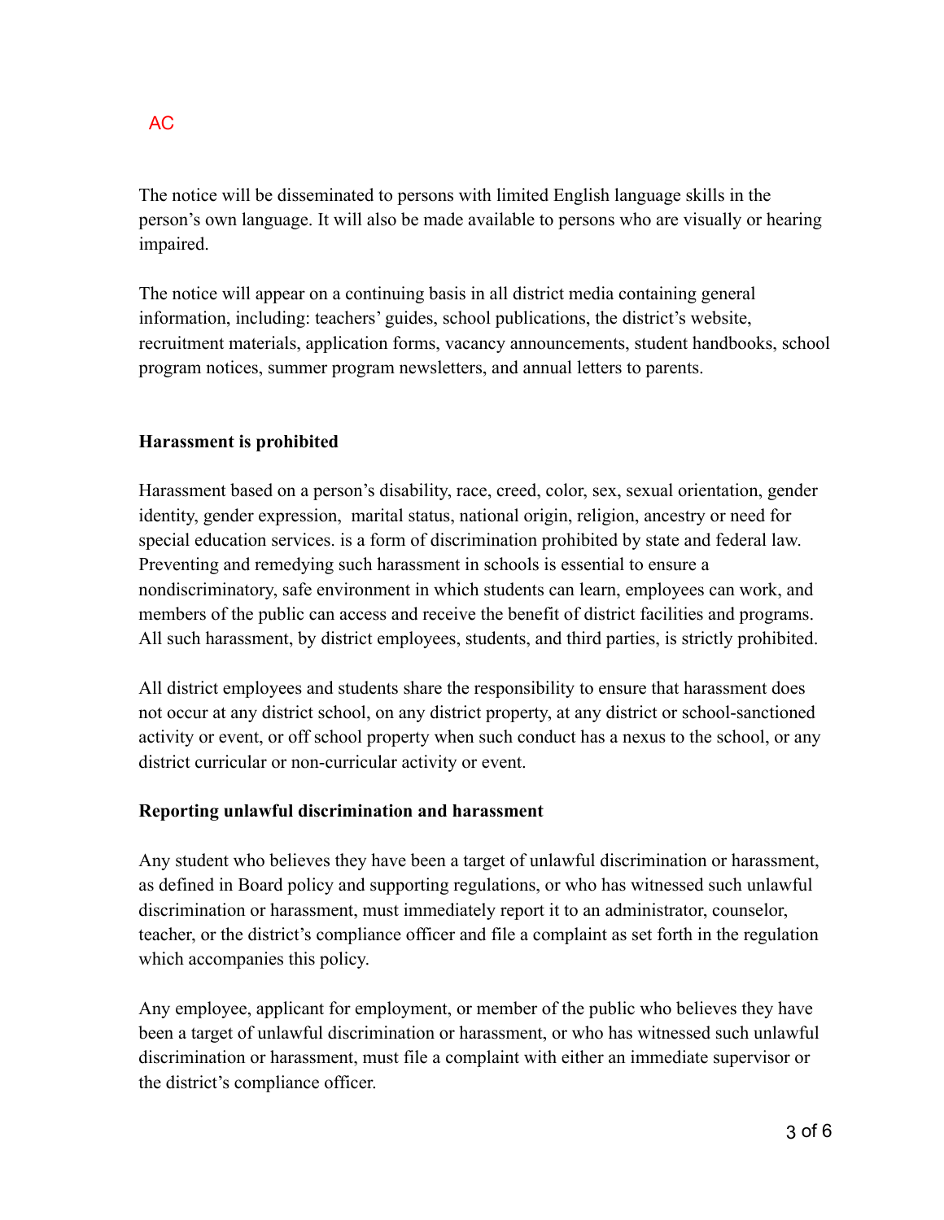The notice will be disseminated to persons with limited English language skills in the person's own language. It will also be made available to persons who are visually or hearing impaired.

The notice will appear on a continuing basis in all district media containing general information, including: teachers' guides, school publications, the district's website, recruitment materials, application forms, vacancy announcements, student handbooks, school program notices, summer program newsletters, and annual letters to parents.

**Harassment is prohibited**

Harassment based on a person's disability, race, creed, color, sex, sexual orientation, gender identity, gender expression,  marital status, national origin, religion, ancestry or need for special education services. is a form of discrimination prohibited by state and federal law. Preventing and remedying such harassment in schools is essential to ensure a nondiscriminatory, safe environment in which students can learn, employees can work, and members of the public can access and receive the benefit of district facilities and programs. All such harassment, by district employees, students, and third parties, is strictly prohibited.

All district employees and students share the responsibility to ensure that harassment does not occur at any district school, on any district property, at any district or school-sanctioned activity or event, or off school property when such conduct has a nexus to the school, or any district curricular or non-curricular activity or event.

**Reporting unlawful discrimination and harassment**

Any student who believes they have been a target of unlawful discrimination or harassment, as defined in Board policy and supporting regulations, or who has witnessed such unlawful discrimination or harassment, must immediately report it to an administrator, counselor, teacher, or the district's compliance officer and file a complaint as set forth in the regulation which accompanies this policy.

Any employee, applicant for employment, or member of the public who believes they have been a target of unlawful discrimination or harassment, or who has witnessed such unlawful discrimination or harassment, must file a complaint with either an immediate supervisor or the district's compliance officer.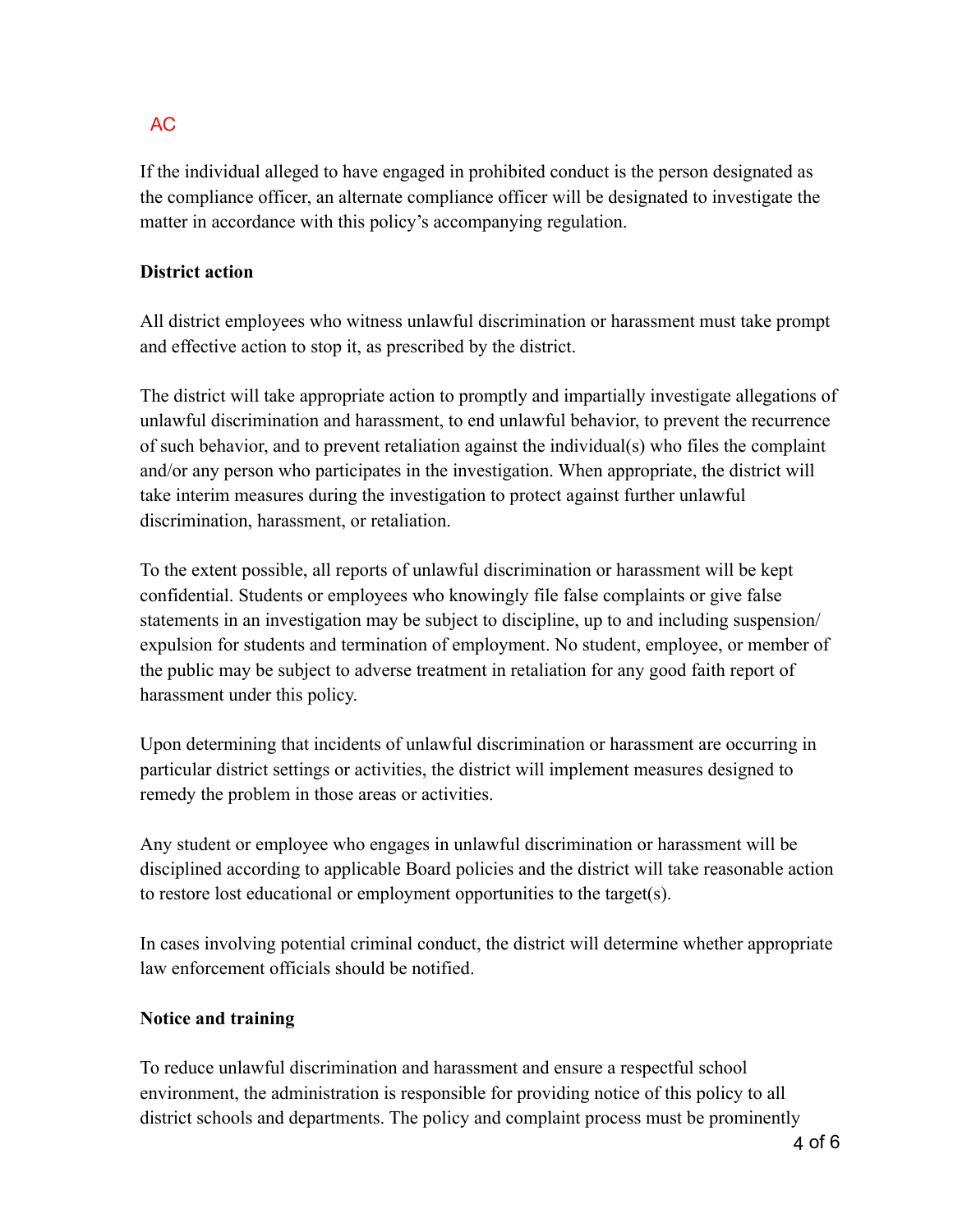AC

If the individual alleged to have engaged in prohibited conduct is the person designated as the compliance officer, an alternate compliance officer will be designated to investigate the matter in accordance with this policy's accompanying regulation.

**District action**

All district employees who witness unlawful discrimination or harassment must take prompt and effective action to stop it, as prescribed by the district.

The district will take appropriate action to promptly and impartially investigate allegations of unlawful discrimination and harassment, to end unlawful behavior, to prevent the recurrence of such behavior, and to prevent retaliation against the individual(s) who files the complaint and/or any person who participates in the investigation. When appropriate, the district will take interim measures during the investigation to protect against further unlawful discrimination, harassment, or retaliation.

To the extent possible, all reports of unlawful discrimination or harassment will be kept confidential. Students or employees who knowingly file false complaints or give false statements in an investigation may be subject to discipline, up to and including suspension/ expulsion for students and termination of employment. No student, employee, or member of the public may be subject to adverse treatment in retaliation for any good faith report of harassment under this policy.

Upon determining that incidents of unlawful discrimination or harassment are occurring in particular district settings or activities, the district will implement measures designed to remedy the problem in those areas or activities.

Any student or employee who engages in unlawful discrimination or harassment will be disciplined according to applicable Board policies and the district will take reasonable action to restore lost educational or employment opportunities to the target(s).

In cases involving potential criminal conduct, the district will determine whether appropriate law enforcement officials should be notified.

**Notice and training**

To reduce unlawful discrimination and harassment and ensure a respectful school environment, the administration is responsible for providing notice of this policy to all district schools and departments. The policy and complaint process must be prominently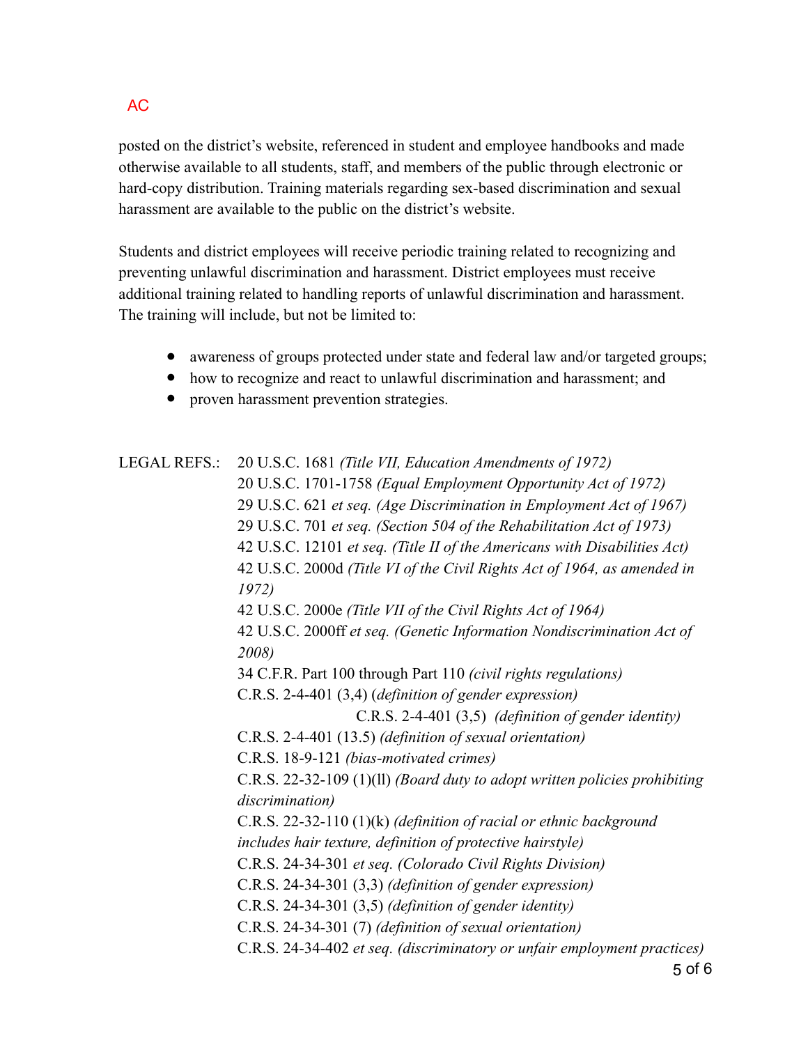AC

posted on the district's website, referenced in student and employee handbooks and made otherwise available to all students, staff, and members of the public through electronic or hard-copy distribution. Training materials regarding sex-based discrimination and sexual harassment are available to the public on the district's website.

Students and district employees will receive periodic training related to recognizing and preventing unlawful discrimination and harassment. District employees must receive additional training related to handling reports of unlawful discrimination and harassment. The training will include, but not be limited to:

- awareness of groups protected under state and federal law and/or targeted groups;
- how to recognize and react to unlawful discrimination and harassment; and
- proven harassment prevention strategies.

LEGAL REFS.:

20 U.S.C. 1681 *(Title VII, Education Amendments of 1972)*
20 U.S.C. 1701-1758 *(Equal Employment Opportunity Act of 1972)*
29 U.S.C. 621 *et seq. (Age Discrimination in Employment Act of 1967)*
29 U.S.C. 701 *et seq. (Section 504 of the Rehabilitation Act of 1973)*
42 U.S.C. 12101 *et seq. (Title II of the Americans with Disabilities Act)*
42 U.S.C. 2000d *(Title VI of the Civil Rights Act of 1964, as amended in 1972)*
42 U.S.C. 2000e *(Title VII of the Civil Rights Act of 1964)*
42 U.S.C. 2000ff *et seq. (Genetic Information Nondiscrimination Act of 2008)*
34 C.F.R. Part 100 through Part 110 *(civil rights regulations)*
C.R.S. 2-4-401 (3,4) (*definition of gender expression)*
C.R.S. 2-4-401 (3,5) *(definition of gender identity)*
C.R.S. 2-4-401 (13.5) *(definition of sexual orientation)*
C.R.S. 18-9-121 *(bias-motivated crimes)*
C.R.S. 22-32-109 (1)(ll) *(Board duty to adopt written policies prohibiting discrimination)*
C.R.S. 22-32-110 (1)(k) *(definition of racial or ethnic background includes hair texture, definition of protective hairstyle)*
C.R.S. 24-34-301 *et seq. (Colorado Civil Rights Division)*
C.R.S. 24-34-301 (3,3) *(definition of gender expression)*
C.R.S. 24-34-301 (3,5) *(definition of gender identity)*
C.R.S. 24-34-301 (7) *(definition of sexual orientation)*
C.R.S. 24-34-402 *et seq. (discriminatory or unfair employment practices)*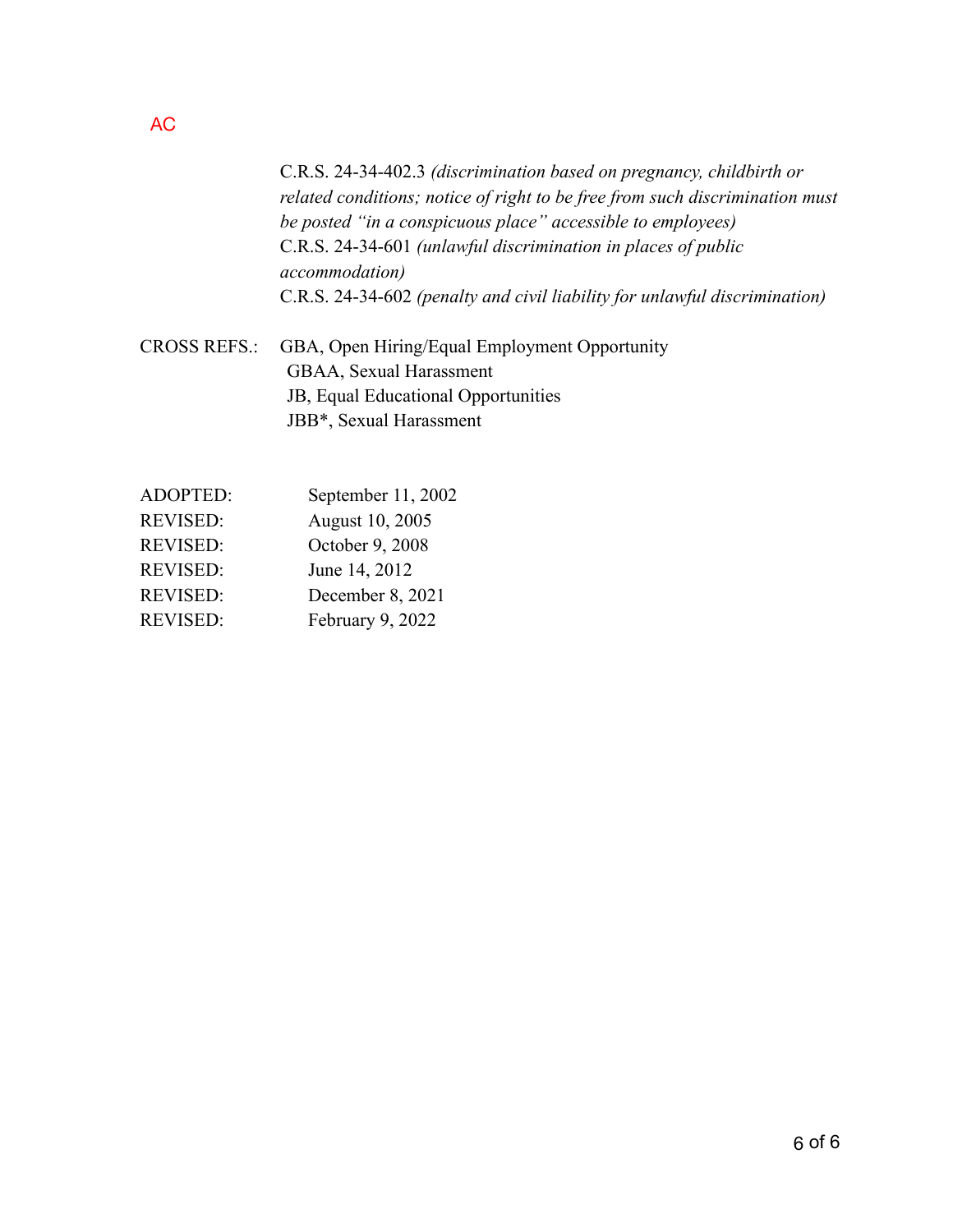C.R.S. 24-34-402.3 *(discrimination based on pregnancy, childbirth or related conditions; notice of right to be free from such discrimination must be posted "in a conspicuous place" accessible to employees)*
C.R.S. 24-34-601 *(unlawful discrimination in places of public accommodation)*
C.R.S. 24-34-602 *(penalty and civil liability for unlawful discrimination)*

CROSS REFS.: GBA, Open Hiring/Equal Employment Opportunity
GBAA, Sexual Harassment
JB, Equal Educational Opportunities
JBB*, Sexual Harassment

ADOPTED: September 11, 2002
REVISED: August 10, 2005
REVISED: October 9, 2008
REVISED: June 14, 2012
REVISED: December 8, 2021
REVISED: February 9, 2022